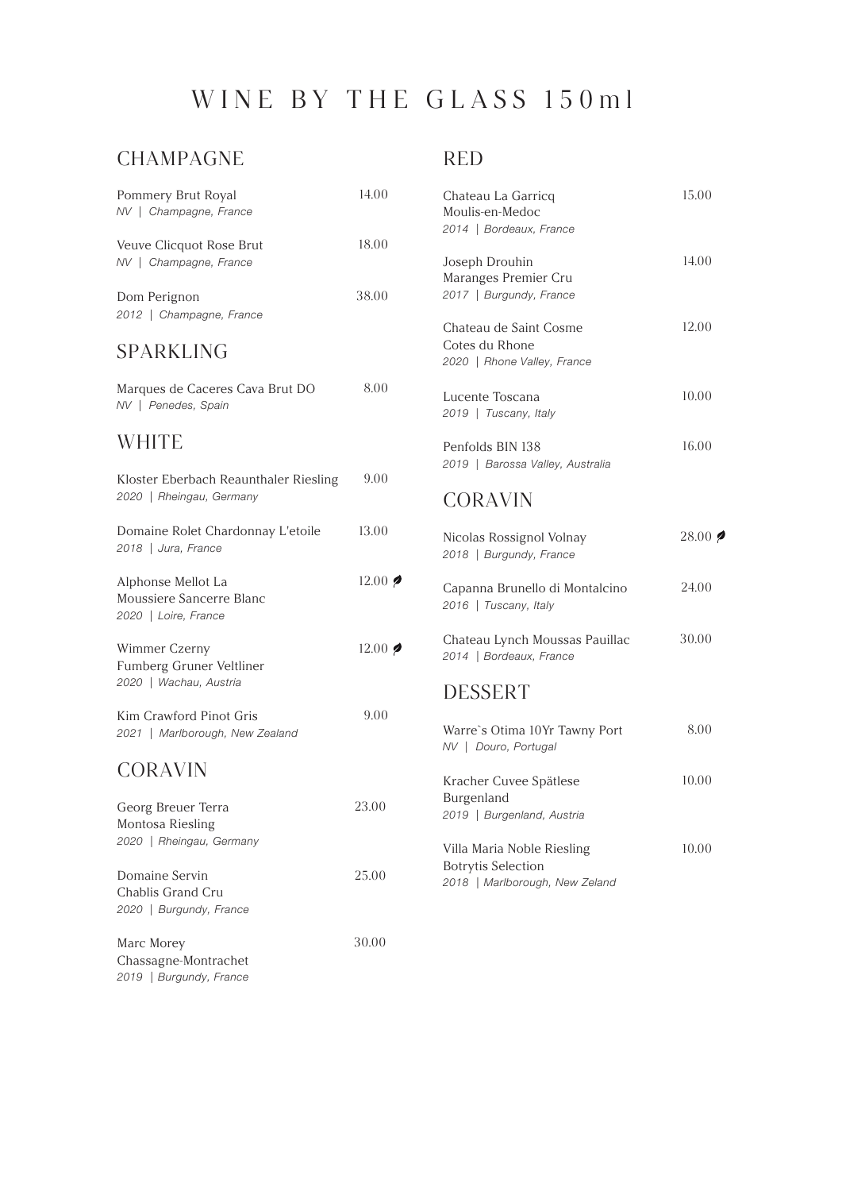# WINE BY THE GLASS 150ml

## CHAMPAGNE

Pommery Brut Royal — 14.00
*NV | Champagne, France*

Veuve Clicquot Rose Brut — 18.00
*NV | Champagne, France*

Dom Perignon — 38.00
*2012 | Champagne, France*

## SPARKLING

Marques de Caceres Cava Brut DO — 8.00
*NV | Penedes, Spain*

## WHITE

Kloster Eberbach Reaunthaler Riesling — 9.00
*2020 | Rheingau, Germany*

Domaine Rolet Chardonnay L'etoile — 13.00
*2018 | Jura, France*

Alphonse Mellot La Moussiere Sancerre Blanc — 12.00
*2020 | Loire, France*

Wimmer Czerny Fumberg Gruner Veltliner — 12.00
*2020 | Wachau, Austria*

Kim Crawford Pinot Gris — 9.00
*2021 | Marlborough, New Zealand*

## CORAVIN

Georg Breuer Terra Montosa Riesling — 23.00
*2020 | Rheingau, Germany*

Domaine Servin Chablis Grand Cru — 25.00
*2020 | Burgundy, France*

Marc Morey Chassagne-Montrachet — 30.00
*2019 | Burgundy, France*

## RED

Chateau La Garricq Moulis-en-Medoc — 15.00
*2014 | Bordeaux, France*

Joseph Drouhin Maranges Premier Cru — 14.00
*2017 | Burgundy, France*

Chateau de Saint Cosme Cotes du Rhone — 12.00
*2020 | Rhone Valley, France*

Lucente Toscana — 10.00
*2019 | Tuscany, Italy*

Penfolds BIN 138 — 16.00
*2019 | Barossa Valley, Australia*

## CORAVIN

Nicolas Rossignol Volnay — 28.00
*2018 | Burgundy, France*

Capanna Brunello di Montalcino — 24.00
*2016 | Tuscany, Italy*

Chateau Lynch Moussas Pauillac — 30.00
*2014 | Bordeaux, France*

## DESSERT

Warre`s Otima 10Yr Tawny Port — 8.00
*NV | Douro, Portugal*

Kracher Cuvee Spätlese Burgenland — 10.00
*2019 | Burgenland, Austria*

Villa Maria Noble Riesling Botrytis Selection — 10.00
*2018 | Marlborough, New Zeland*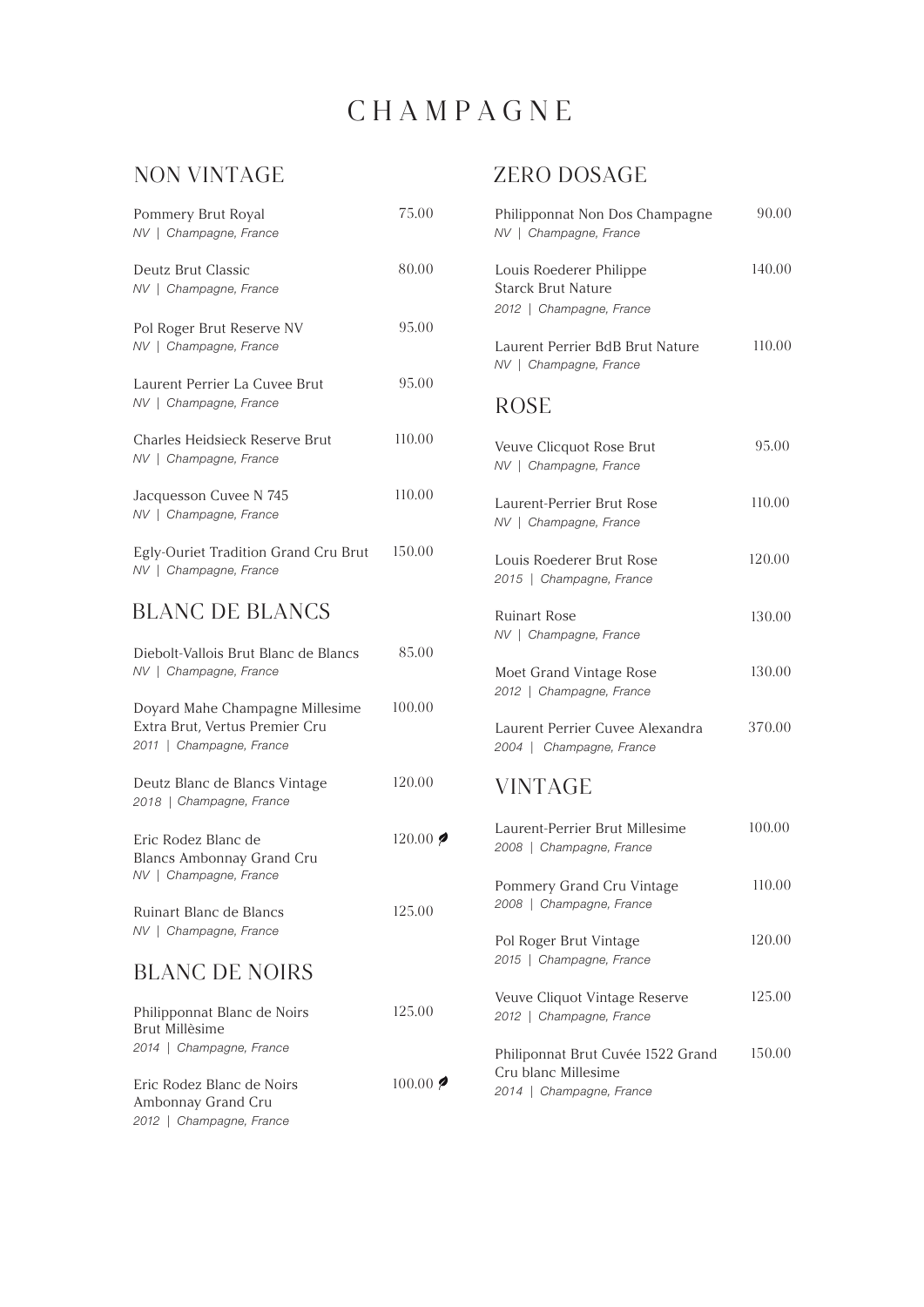# CHAMPAGNE

## NON VINTAGE

Pommery Brut Royal — 75.00
*NV | Champagne, France*

Deutz Brut Classic — 80.00
*NV | Champagne, France*

Pol Roger Brut Reserve NV — 95.00
*NV | Champagne, France*

Laurent Perrier La Cuvee Brut — 95.00
*NV | Champagne, France*

Charles Heidsieck Reserve Brut — 110.00
*NV | Champagne, France*

Jacquesson Cuvee N 745 — 110.00
*NV | Champagne, France*

Egly-Ouriet Tradition Grand Cru Brut — 150.00
*NV | Champagne, France*

## BLANC DE BLANCS

Diebolt-Vallois Brut Blanc de Blancs — 85.00
*NV | Champagne, France*

Doyard Mahe Champagne Millesime Extra Brut, Vertus Premier Cru — 100.00
*2011 | Champagne, France*

Deutz Blanc de Blancs Vintage — 120.00
*2018 | Champagne, France*

Eric Rodez Blanc de Blancs Ambonnay Grand Cru — 120.00 🍃
*NV | Champagne, France*

Ruinart Blanc de Blancs — 125.00
*NV | Champagne, France*

## BLANC DE NOIRS

Philipponnat Blanc de Noirs Brut Millèsime — 125.00
*2014 | Champagne, France*

Eric Rodez Blanc de Noirs Ambonnay Grand Cru — 100.00 🍃
*2012 | Champagne, France*

## ZERO DOSAGE

Philipponnat Non Dos Champagne — 90.00
*NV | Champagne, France*

Louis Roederer Philippe Starck Brut Nature — 140.00
*2012 | Champagne, France*

Laurent Perrier BdB Brut Nature — 110.00
*NV | Champagne, France*

## ROSE

Veuve Clicquot Rose Brut — 95.00
*NV | Champagne, France*

Laurent-Perrier Brut Rose — 110.00
*NV | Champagne, France*

Louis Roederer Brut Rose — 120.00
*2015 | Champagne, France*

Ruinart Rose — 130.00
*NV | Champagne, France*

Moet Grand Vintage Rose — 130.00
*2012 | Champagne, France*

Laurent Perrier Cuvee Alexandra — 370.00
*2004 | Champagne, France*

## VINTAGE

Laurent-Perrier Brut Millesime — 100.00
*2008 | Champagne, France*

Pommery Grand Cru Vintage — 110.00
*2008 | Champagne, France*

Pol Roger Brut Vintage — 120.00
*2015 | Champagne, France*

Veuve Cliquot Vintage Reserve — 125.00
*2012 | Champagne, France*

Philiponnat Brut Cuvée 1522 Grand Cru blanc Millesime — 150.00
*2014 | Champagne, France*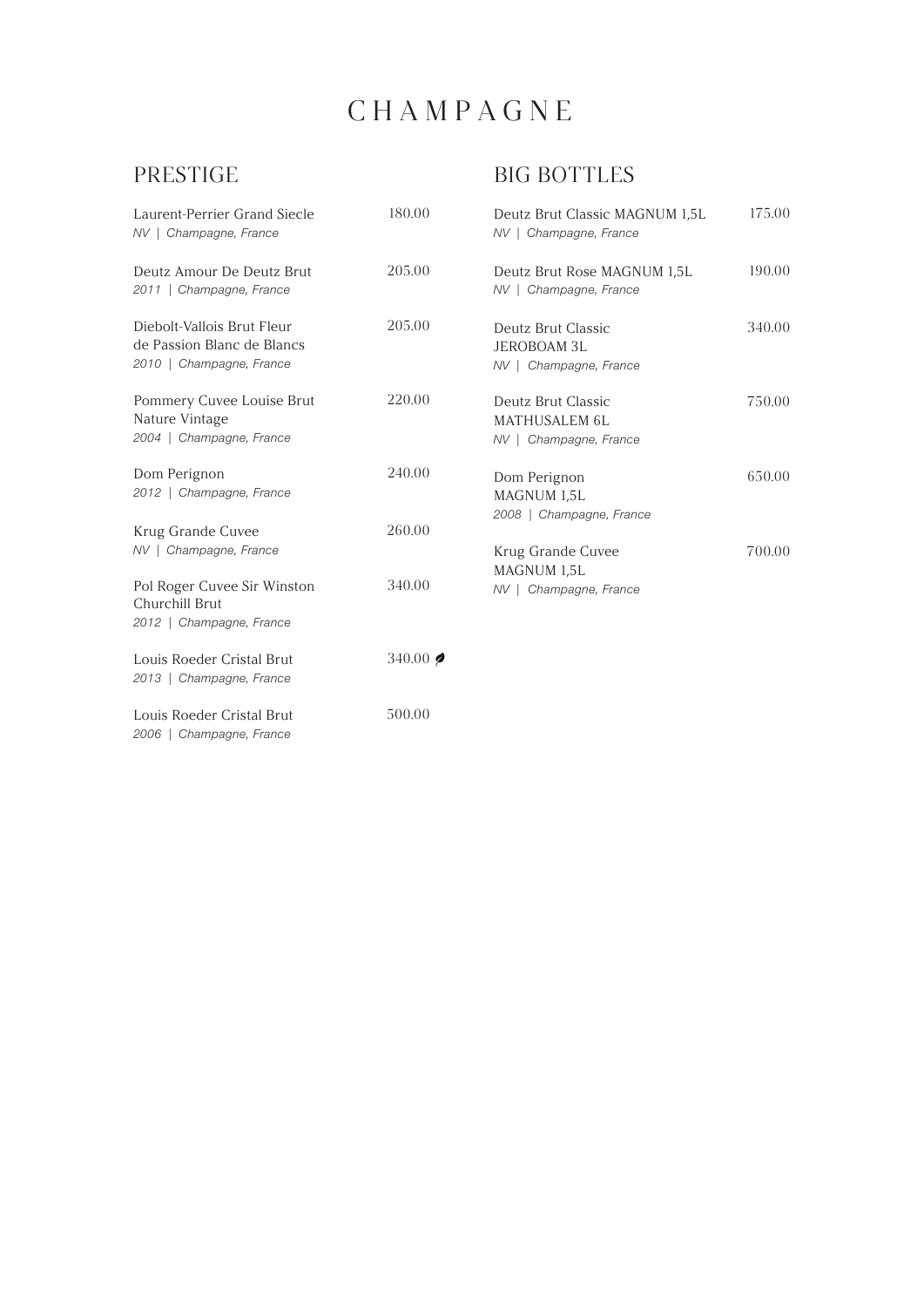# CHAMPAGNE

## PRESTIGE

Laurent-Perrier Grand Siecle — 180.00
*NV | Champagne, France*

Deutz Amour De Deutz Brut — 205.00
*2011 | Champagne, France*

Diebolt-Vallois Brut Fleur de Passion Blanc de Blancs — 205.00
*2010 | Champagne, France*

Pommery Cuvee Louise Brut Nature Vintage — 220.00
*2004 | Champagne, France*

Dom Perignon — 240.00
*2012 | Champagne, France*

Krug Grande Cuvee — 260.00
*NV | Champagne, France*

Pol Roger Cuvee Sir Winston Churchill Brut — 340.00
*2012 | Champagne, France*

Louis Roeder Cristal Brut — 340.00 🍃
*2013 | Champagne, France*

Louis Roeder Cristal Brut — 500.00
*2006 | Champagne, France*

## BIG BOTTLES

Deutz Brut Classic MAGNUM 1,5L — 175.00
*NV | Champagne, France*

Deutz Brut Rose MAGNUM 1,5L — 190.00
*NV | Champagne, France*

Deutz Brut Classic JEROBOAM 3L — 340.00
*NV | Champagne, France*

Deutz Brut Classic MATHUSALEM 6L — 750.00
*NV | Champagne, France*

Dom Perignon MAGNUM 1,5L — 650.00
*2008 | Champagne, France*

Krug Grande Cuvee MAGNUM 1,5L — 700.00
*NV | Champagne, France*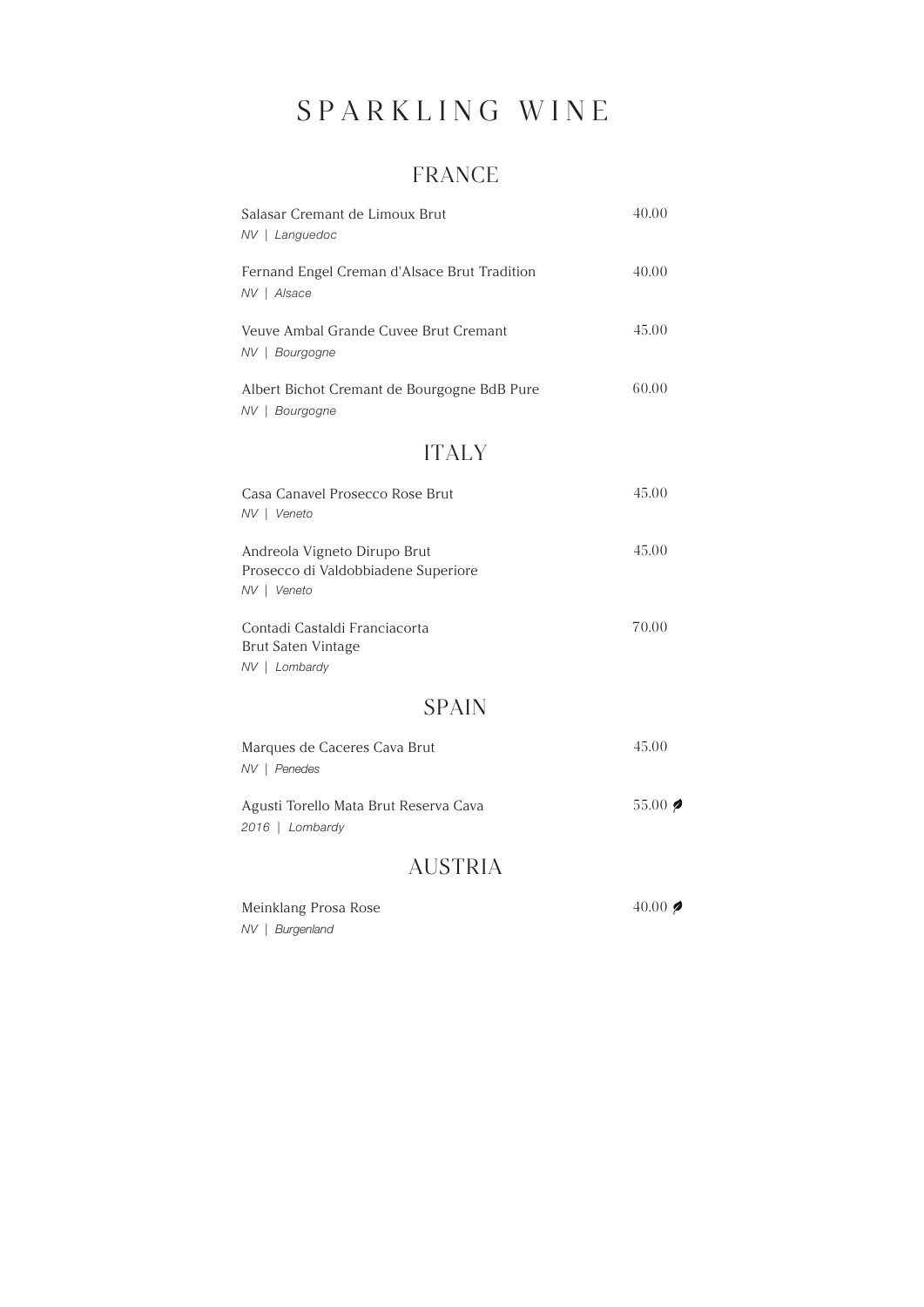# SPARKLING WINE

## FRANCE

Salasar Cremant de Limoux Brut — 40.00
*NV | Languedoc*

Fernand Engel Creman d'Alsace Brut Tradition — 40.00
*NV | Alsace*

Veuve Ambal Grande Cuvee Brut Cremant — 45.00
*NV | Bourgogne*

Albert Bichot Cremant de Bourgogne BdB Pure — 60.00
*NV | Bourgogne*

## ITALY

Casa Canavel Prosecco Rose Brut — 45.00
*NV | Veneto*

Andreola Vigneto Dirupo Brut
Prosecco di Valdobbiadene Superiore — 45.00
*NV | Veneto*

Contadi Castaldi Franciacorta
Brut Saten Vintage — 70.00
*NV | Lombardy*

## SPAIN

Marques de Caceres Cava Brut — 45.00
*NV | Penedes*

Agusti Torello Mata Brut Reserva Cava — 55.00 🍃
*2016 | Lombardy*

## AUSTRIA

Meinklang Prosa Rose — 40.00 🍃
*NV | Burgenland*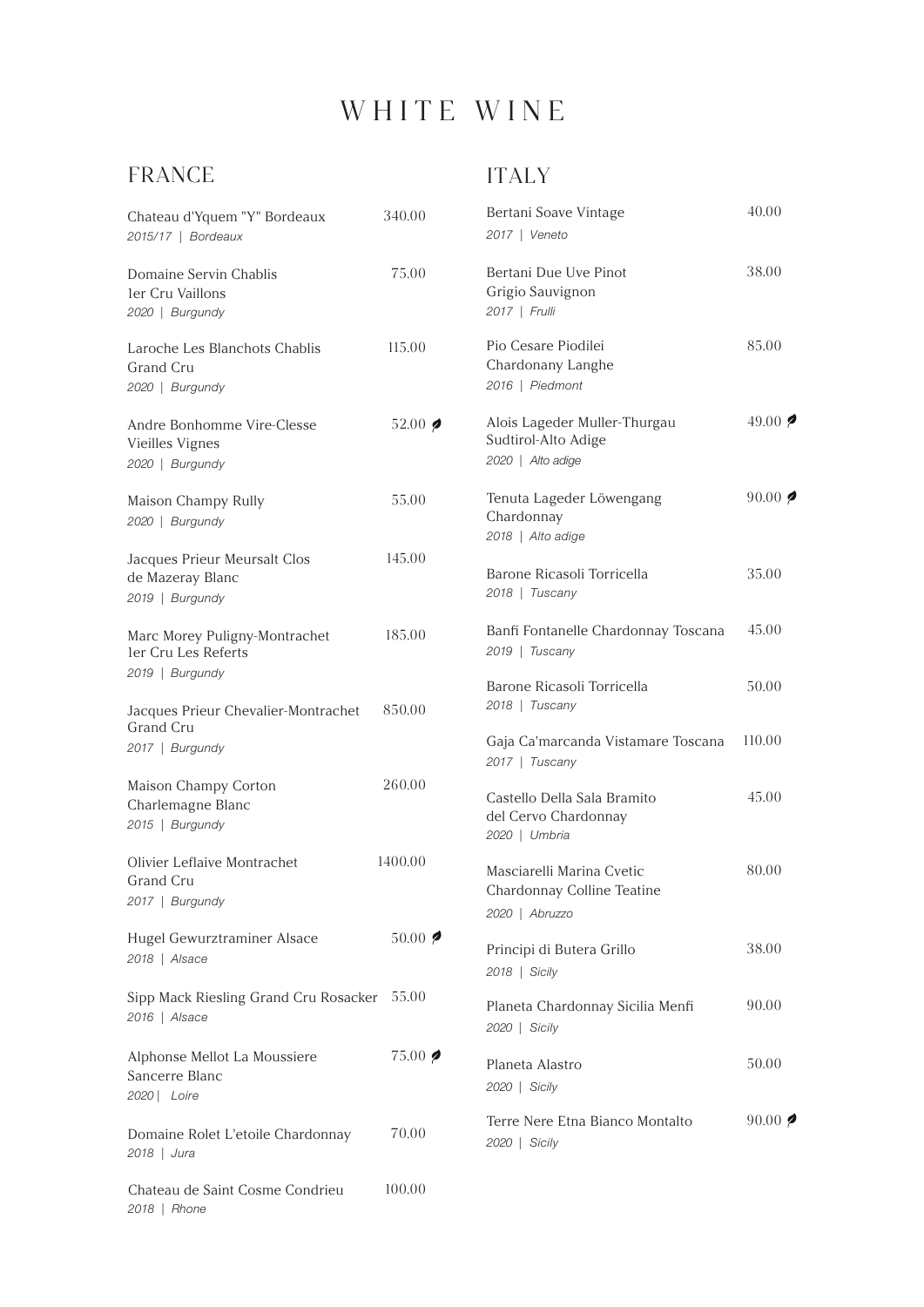# WHITE WINE

## FRANCE

Chateau d'Yquem "Y" Bordeaux — 340.00
*2015/17 | Bordeaux*

Domaine Servin Chablis 1er Cru Vaillons — 75.00
*2020 | Burgundy*

Laroche Les Blanchots Chablis Grand Cru — 115.00
*2020 | Burgundy*

Andre Bonhomme Vire-Clesse Vieilles Vignes — 52.00 🍃
*2020 | Burgundy*

Maison Champy Rully — 55.00
*2020 | Burgundy*

Jacques Prieur Meursalt Clos de Mazeray Blanc — 145.00
*2019 | Burgundy*

Marc Morey Puligny-Montrachet 1er Cru Les Referts — 185.00
*2019 | Burgundy*

Jacques Prieur Chevalier-Montrachet Grand Cru — 850.00
*2017 | Burgundy*

Maison Champy Corton Charlemagne Blanc — 260.00
*2015 | Burgundy*

Olivier Leflaive Montrachet Grand Cru — 1400.00
*2017 | Burgundy*

Hugel Gewurztraminer Alsace — 50.00 🍃
*2018 | Alsace*

Sipp Mack Riesling Grand Cru Rosacker — 55.00
*2016 | Alsace*

Alphonse Mellot La Moussiere Sancerre Blanc — 75.00 🍃
*2020 | Loire*

Domaine Rolet L'etoile Chardonnay — 70.00
*2018 | Jura*

Chateau de Saint Cosme Condrieu — 100.00
*2018 | Rhone*

## ITALY

Bertani Soave Vintage — 40.00
*2017 | Veneto*

Bertani Due Uve Pinot Grigio Sauvignon — 38.00
*2017 | Frulli*

Pio Cesare Piodilei Chardonany Langhe — 85.00
*2016 | Piedmont*

Alois Lageder Muller-Thurgau Sudtirol-Alto Adige — 49.00 🍃
*2020 | Alto adige*

Tenuta Lageder Löwengang Chardonnay — 90.00 🍃
*2018 | Alto adige*

Barone Ricasoli Torricella — 35.00
*2018 | Tuscany*

Banfi Fontanelle Chardonnay Toscana — 45.00
*2019 | Tuscany*

Barone Ricasoli Torricella — 50.00
*2018 | Tuscany*

Gaja Ca'marcanda Vistamare Toscana — 110.00
*2017 | Tuscany*

Castello Della Sala Bramito del Cervo Chardonnay — 45.00
*2020 | Umbria*

Masciarelli Marina Cvetic Chardonnay Colline Teatine — 80.00
*2020 | Abruzzo*

Principi di Butera Grillo — 38.00
*2018 | Sicily*

Planeta Chardonnay Sicilia Menfi — 90.00
*2020 | Sicily*

Planeta Alastro — 50.00
*2020 | Sicily*

Terre Nere Etna Bianco Montalto — 90.00 🍃
*2020 | Sicily*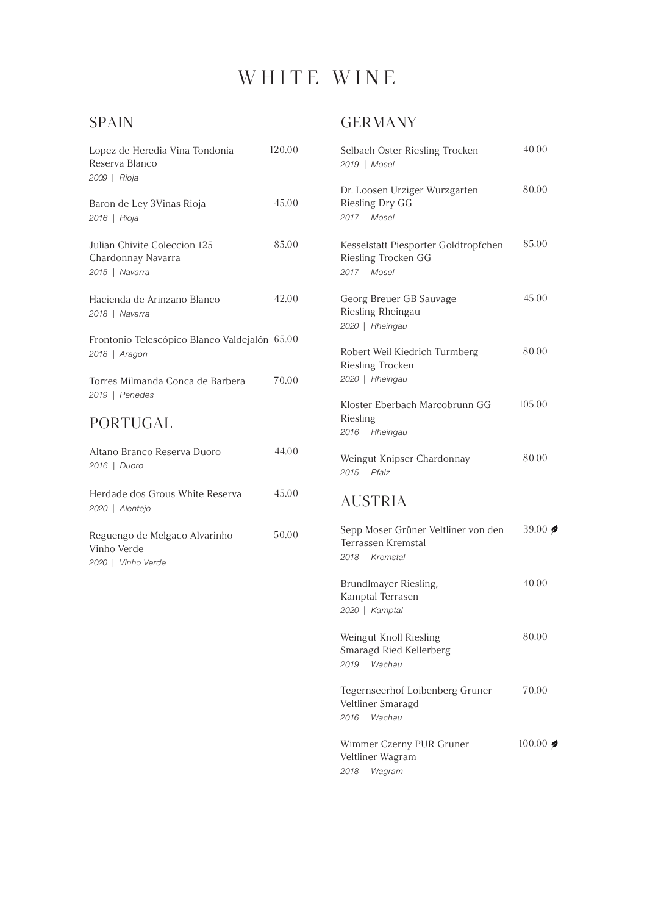# WHITE WINE

## SPAIN

Lopez de Heredia Vina Tondonia Reserva Blanco — 120.00
*2009 | Rioja*

Baron de Ley 3Vinas Rioja — 45.00
*2016 | Rioja*

Julian Chivite Coleccion 125 Chardonnay Navarra — 85.00
*2015 | Navarra*

Hacienda de Arinzano Blanco — 42.00
*2018 | Navarra*

Frontonio Telescópico Blanco Valdejalón — 65.00
*2018 | Aragon*

Torres Milmanda Conca de Barbera — 70.00
*2019 | Penedes*

## PORTUGAL

Altano Branco Reserva Duoro — 44.00
*2016 | Duoro*

Herdade dos Grous White Reserva — 45.00
*2020 | Alentejo*

Reguengo de Melgaco Alvarinho Vinho Verde — 50.00
*2020 | Vinho Verde*

## GERMANY

Selbach-Oster Riesling Trocken — 40.00
*2019 | Mosel*

Dr. Loosen Urziger Wurzgarten Riesling Dry GG — 80.00
*2017 | Mosel*

Kesselstatt Piesporter Goldtropfchen Riesling Trocken GG — 85.00
*2017 | Mosel*

Georg Breuer GB Sauvage Riesling Rheingau — 45.00
*2020 | Rheingau*

Robert Weil Kiedrich Turmberg Riesling Trocken — 80.00
*2020 | Rheingau*

Kloster Eberbach Marcobrunn GG Riesling — 105.00
*2016 | Rheingau*

Weingut Knipser Chardonnay — 80.00
*2015 | Pfalz*

## AUSTRIA

Sepp Moser Grüner Veltliner von den Terrassen Kremstal — 39.00
*2018 | Kremstal*

Brundlmayer Riesling, Kamptal Terrasen — 40.00
*2020 | Kamptal*

Weingut Knoll Riesling Smaragd Ried Kellerberg — 80.00
*2019 | Wachau*

Tegernseerhof Loibenberg Gruner Veltliner Smaragd — 70.00
*2016 | Wachau*

Wimmer Czerny PUR Gruner Veltliner Wagram — 100.00
*2018 | Wagram*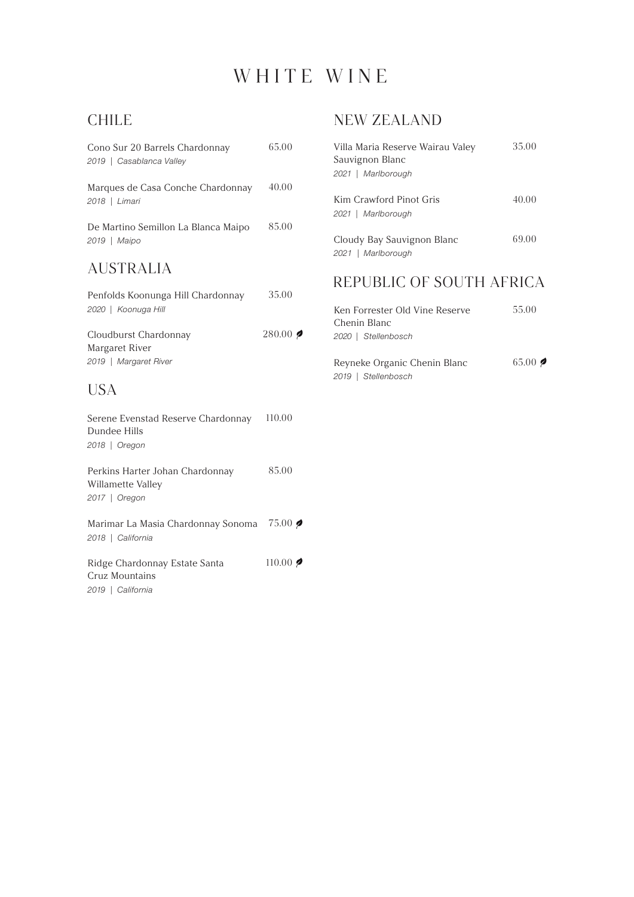# WHITE WINE

## CHILE

Cono Sur 20 Barrels Chardonnay 65.00
*2019 | Casablanca Valley*

Marques de Casa Conche Chardonnay 40.00
*2018 | Limari*

De Martino Semillon La Blanca Maipo 85.00
*2019 | Maipo*

## AUSTRALIA

Penfolds Koonunga Hill Chardonnay 35.00
*2020 | Koonuga Hill*

Cloudburst Chardonnay Margaret River 280.00
*2019 | Margaret River*

## USA

Serene Evenstad Reserve Chardonnay Dundee Hills 110.00
*2018 | Oregon*

Perkins Harter Johan Chardonnay Willamette Valley 85.00
*2017 | Oregon*

Marimar La Masia Chardonnay Sonoma 75.00
*2018 | California*

Ridge Chardonnay Estate Santa Cruz Mountains 110.00
*2019 | California*

## NEW ZEALAND

Villa Maria Reserve Wairau Valey Sauvignon Blanc 35.00
*2021 | Marlborough*

Kim Crawford Pinot Gris 40.00
*2021 | Marlborough*

Cloudy Bay Sauvignon Blanc 69.00
*2021 | Marlborough*

## REPUBLIC OF SOUTH AFRICA

Ken Forrester Old Vine Reserve Chenin Blanc 55.00
*2020 | Stellenbosch*

Reyneke Organic Chenin Blanc 65.00
*2019 | Stellenbosch*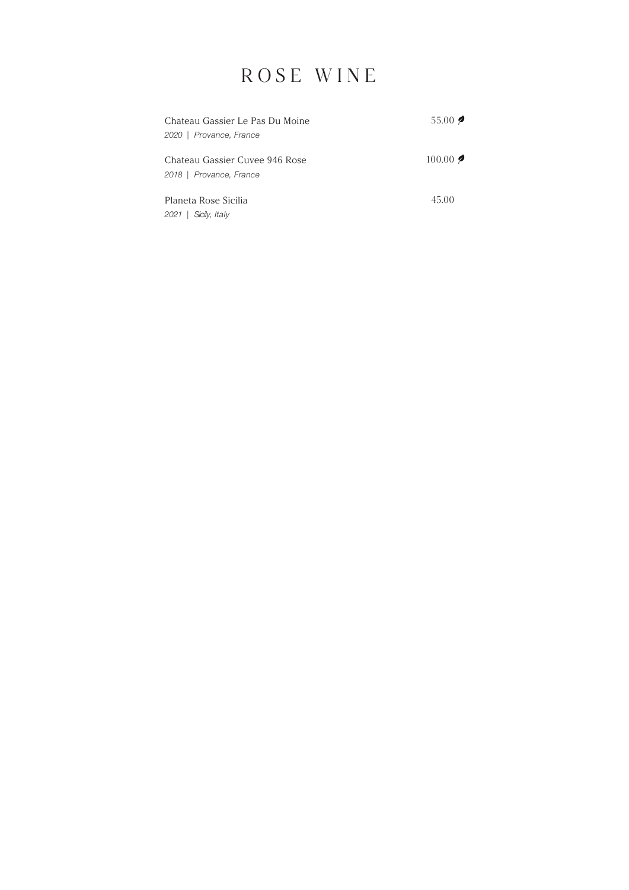# ROSE WINE

Chateau Gassier Le Pas Du Moine — 55.00 🍃
*2020 | Provance, France*

Chateau Gassier Cuvee 946 Rose — 100.00 🍃
*2018 | Provance, France*

Planeta Rose Sicilia — 45.00
*2021 | Sicily, Italy*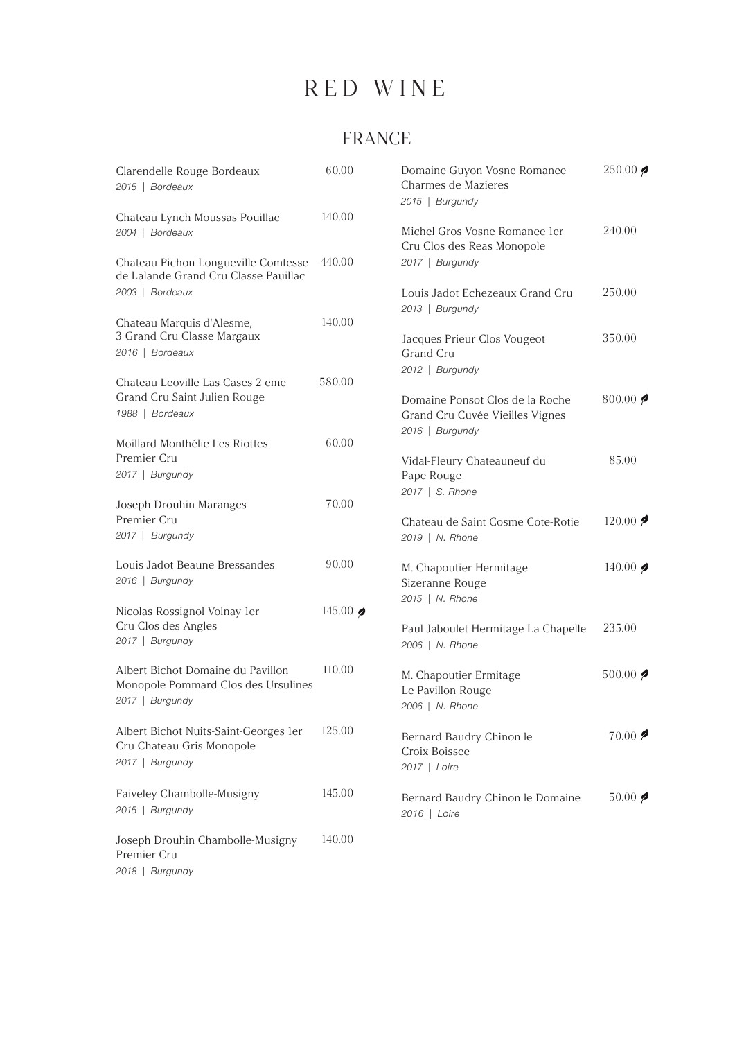# RED WINE

## FRANCE

Clarendelle Rouge Bordeaux — 60.00
*2015 | Bordeaux*

Chateau Lynch Moussas Pouillac — 140.00
*2004 | Bordeaux*

Chateau Pichon Longueville Comtesse de Lalande Grand Cru Classe Pauillac — 440.00
*2003 | Bordeaux*

Chateau Marquis d'Alesme, 3 Grand Cru Classe Margaux — 140.00
*2016 | Bordeaux*

Chateau Leoville Las Cases 2-eme Grand Cru Saint Julien Rouge — 580.00
*1988 | Bordeaux*

Moillard Monthélie Les Riottes Premier Cru — 60.00
*2017 | Burgundy*

Joseph Drouhin Maranges Premier Cru — 70.00
*2017 | Burgundy*

Louis Jadot Beaune Bressandes — 90.00
*2016 | Burgundy*

Nicolas Rossignol Volnay 1er Cru Clos des Angles — 145.00
*2017 | Burgundy*

Albert Bichot Domaine du Pavillon Monopole Pommard Clos des Ursulines — 110.00
*2017 | Burgundy*

Albert Bichot Nuits-Saint-Georges 1er Cru Chateau Gris Monopole — 125.00
*2017 | Burgundy*

Faiveley Chambolle-Musigny — 145.00
*2015 | Burgundy*

Joseph Drouhin Chambolle-Musigny Premier Cru — 140.00
*2018 | Burgundy*

Domaine Guyon Vosne-Romanee Charmes de Mazieres — 250.00
*2015 | Burgundy*

Michel Gros Vosne-Romanee 1er Cru Clos des Reas Monopole — 240.00
*2017 | Burgundy*

Louis Jadot Echezeaux Grand Cru — 250.00
*2013 | Burgundy*

Jacques Prieur Clos Vougeot Grand Cru — 350.00
*2012 | Burgundy*

Domaine Ponsot Clos de la Roche Grand Cru Cuvée Vieilles Vignes — 800.00
*2016 | Burgundy*

Vidal-Fleury Chateauneuf du Pape Rouge — 85.00
*2017 | S. Rhone*

Chateau de Saint Cosme Cote-Rotie — 120.00
*2019 | N. Rhone*

M. Chapoutier Hermitage Sizeranne Rouge — 140.00
*2015 | N. Rhone*

Paul Jaboulet Hermitage La Chapelle — 235.00
*2006 | N. Rhone*

M. Chapoutier Ermitage Le Pavillon Rouge — 500.00
*2006 | N. Rhone*

Bernard Baudry Chinon le Croix Boissee — 70.00
*2017 | Loire*

Bernard Baudry Chinon le Domaine — 50.00
*2016 | Loire*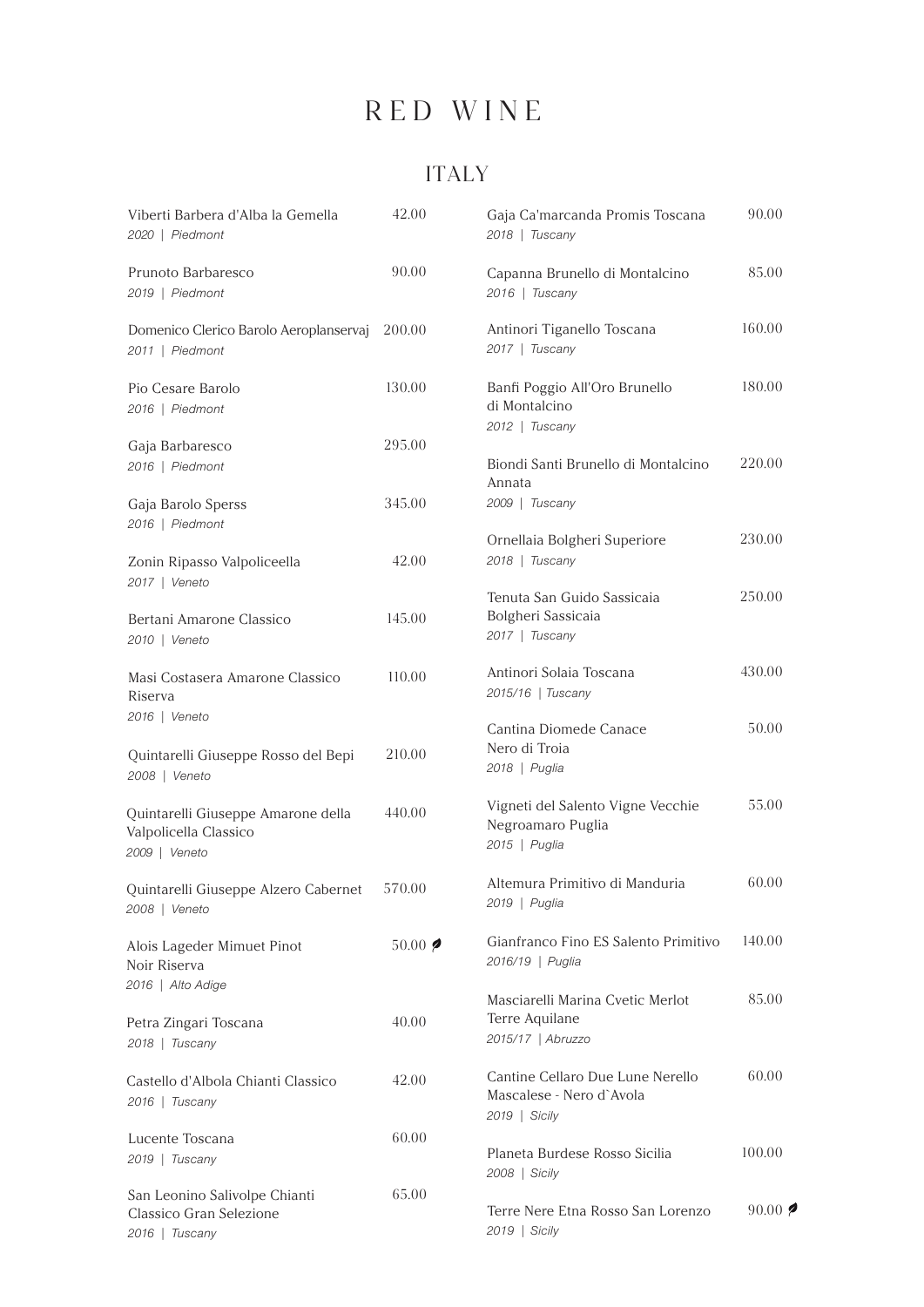# RED WINE

## ITALY

Viberti Barbera d'Alba la Gemella — 42.00
*2020 | Piedmont*

Prunoto Barbaresco — 90.00
*2019 | Piedmont*

Domenico Clerico Barolo Aeroplanservaj — 200.00
*2011 | Piedmont*

Pio Cesare Barolo — 130.00
*2016 | Piedmont*

Gaja Barbaresco — 295.00
*2016 | Piedmont*

Gaja Barolo Sperss — 345.00
*2016 | Piedmont*

Zonin Ripasso Valpoliceella — 42.00
*2017 | Veneto*

Bertani Amarone Classico — 145.00
*2010 | Veneto*

Masi Costasera Amarone Classico Riserva — 110.00
*2016 | Veneto*

Quintarelli Giuseppe Rosso del Bepi — 210.00
*2008 | Veneto*

Quintarelli Giuseppe Amarone della Valpolicella Classico — 440.00
*2009 | Veneto*

Quintarelli Giuseppe Alzero Cabernet — 570.00
*2008 | Veneto*

Alois Lageder Mimuet Pinot Noir Riserva — 50.00 🍃
*2016 | Alto Adige*

Petra Zingari Toscana — 40.00
*2018 | Tuscany*

Castello d'Albola Chianti Classico — 42.00
*2016 | Tuscany*

Lucente Toscana — 60.00
*2019 | Tuscany*

San Leonino Salivolpe Chianti Classico Gran Selezione — 65.00
*2016 | Tuscany*

Gaja Ca'marcanda Promis Toscana — 90.00
*2018 | Tuscany*

Capanna Brunello di Montalcino — 85.00
*2016 | Tuscany*

Antinori Tiganello Toscana — 160.00
*2017 | Tuscany*

Banfi Poggio All'Oro Brunello di Montalcino — 180.00
*2012 | Tuscany*

Biondi Santi Brunello di Montalcino Annata — 220.00
*2009 | Tuscany*

Ornellaia Bolgheri Superiore — 230.00
*2018 | Tuscany*

Tenuta San Guido Sassicaia Bolgheri Sassicaia — 250.00
*2017 | Tuscany*

Antinori Solaia Toscana — 430.00
*2015/16 | Tuscany*

Cantina Diomede Canace Nero di Troia — 50.00
*2018 | Puglia*

Vigneti del Salento Vigne Vecchie Negroamaro Puglia — 55.00
*2015 | Puglia*

Altemura Primitivo di Manduria — 60.00
*2019 | Puglia*

Gianfranco Fino ES Salento Primitivo — 140.00
*2016/19 | Puglia*

Masciarelli Marina Cvetic Merlot Terre Aquilane — 85.00
*2015/17 | Abruzzo*

Cantine Cellaro Due Lune Nerello Mascalese - Nero d`Avola — 60.00
*2019 | Sicily*

Planeta Burdese Rosso Sicilia — 100.00
*2008 | Sicily*

Terre Nere Etna Rosso San Lorenzo — 90.00 🍃
*2019 | Sicily*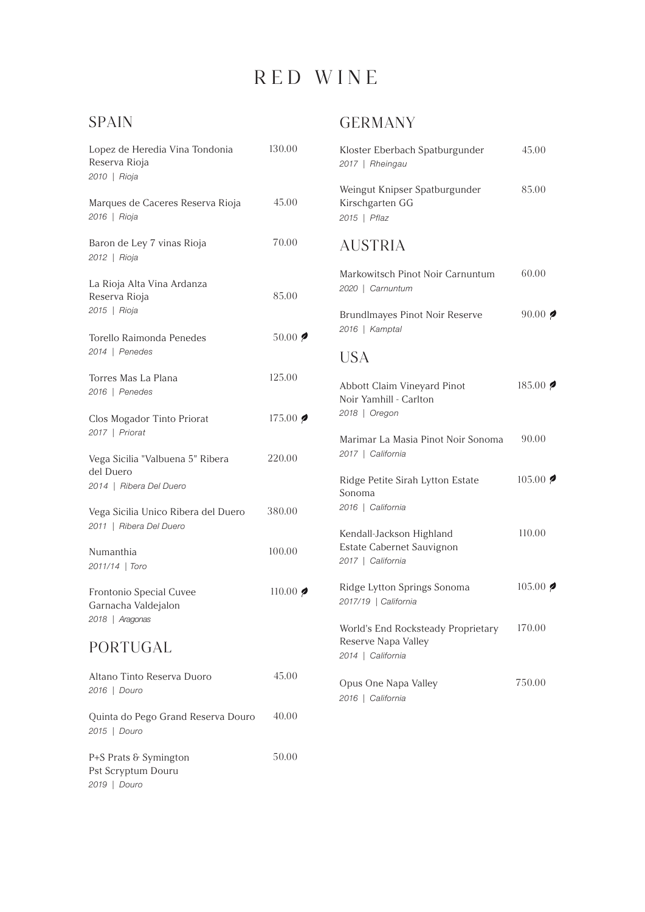# RED WINE

## SPAIN

Lopez de Heredia Vina Tondonia Reserva Rioja — 130.00
*2010 | Rioja*

Marques de Caceres Reserva Rioja — 45.00
*2016 | Rioja*

Baron de Ley 7 vinas Rioja — 70.00
*2012 | Rioja*

La Rioja Alta Vina Ardanza Reserva Rioja — 85.00
*2015 | Rioja*

Torello Raimonda Penedes — 50.00 🍃
*2014 | Penedes*

Torres Mas La Plana — 125.00
*2016 | Penedes*

Clos Mogador Tinto Priorat — 175.00 🍃
*2017 | Priorat*

Vega Sicilia "Valbuena 5" Ribera del Duero — 220.00
*2014 | Ribera Del Duero*

Vega Sicilia Unico Ribera del Duero — 380.00
*2011 | Ribera Del Duero*

Numanthia — 100.00
*2011/14 | Toro*

Frontonio Special Cuvee Garnacha Valdejalon — 110.00 🍃
*2018 | Aragonas*

## PORTUGAL

Altano Tinto Reserva Duoro — 45.00
*2016 | Douro*

Quinta do Pego Grand Reserva Douro — 40.00
*2015 | Douro*

P+S Prats & Symington Pst Scryptum Douru — 50.00
*2019 | Douro*

## GERMANY

Kloster Eberbach Spatburgunder — 45.00
*2017 | Rheingau*

Weingut Knipser Spatburgunder Kirschgarten GG — 85.00
*2015 | Pflaz*

## AUSTRIA

Markowitsch Pinot Noir Carnuntum — 60.00
*2020 | Carnuntum*

Brundlmayes Pinot Noir Reserve — 90.00 🍃
*2016 | Kamptal*

## USA

Abbott Claim Vineyard Pinot Noir Yamhill - Carlton — 185.00 🍃
*2018 | Oregon*

Marimar La Masia Pinot Noir Sonoma — 90.00
*2017 | California*

Ridge Petite Sirah Lytton Estate Sonoma — 105.00 🍃
*2016 | California*

Kendall-Jackson Highland Estate Cabernet Sauvignon — 110.00
*2017 | California*

Ridge Lytton Springs Sonoma — 105.00 🍃
*2017/19 | California*

World's End Rocksteady Proprietary Reserve Napa Valley — 170.00
*2014 | California*

Opus One Napa Valley — 750.00
*2016 | California*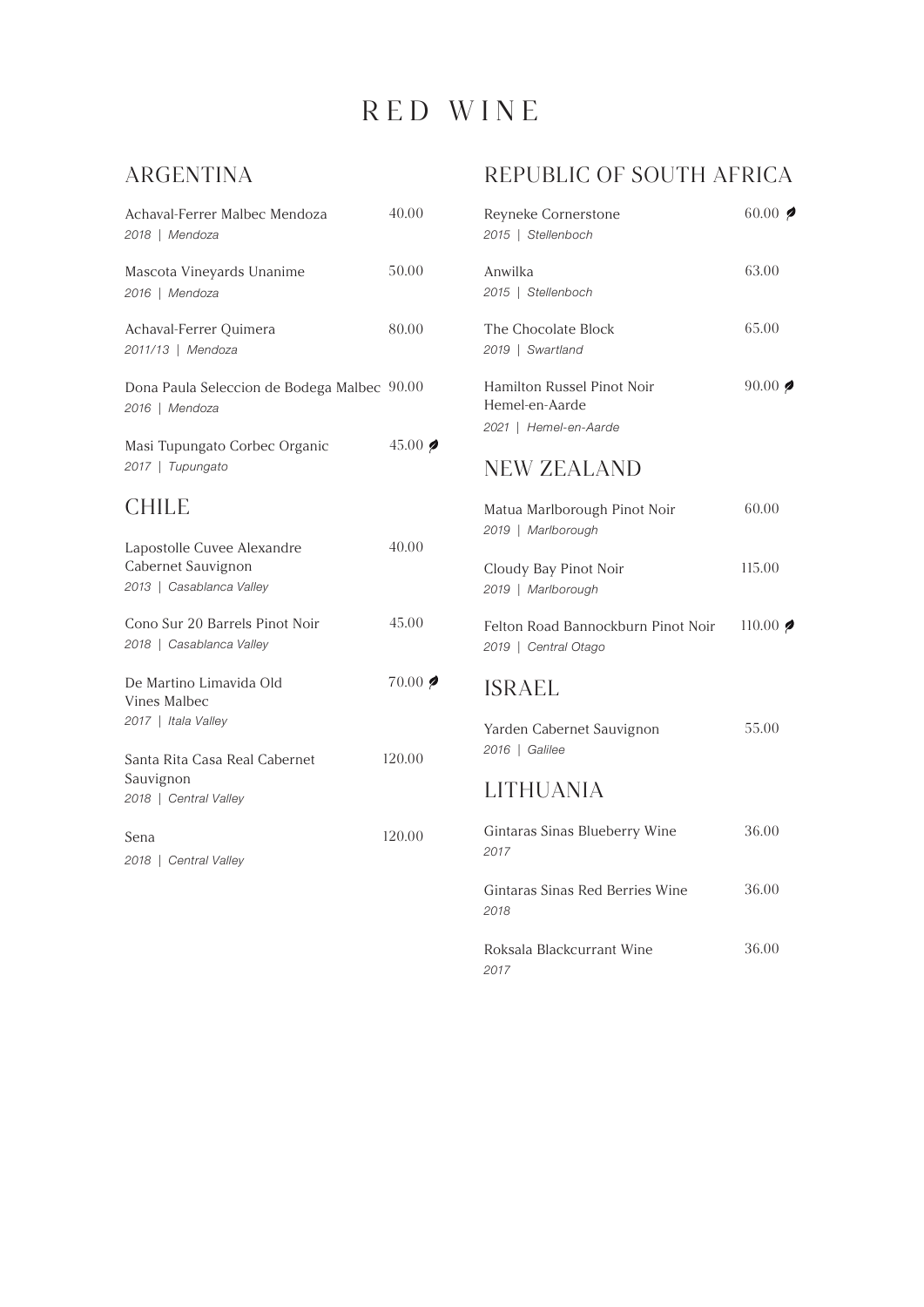# RED WINE

## ARGENTINA

Achaval-Ferrer Malbec Mendoza — 40.00
*2018 | Mendoza*

Mascota Vineyards Unanime — 50.00
*2016 | Mendoza*

Achaval-Ferrer Quimera — 80.00
*2011/13 | Mendoza*

Dona Paula Seleccion de Bodega Malbec — 90.00
*2016 | Mendoza*

Masi Tupungato Corbec Organic — 45.00 🌿
*2017 | Tupungato*

## CHILE

Lapostolle Cuvee Alexandre Cabernet Sauvignon — 40.00
*2013 | Casablanca Valley*

Cono Sur 20 Barrels Pinot Noir — 45.00
*2018 | Casablanca Valley*

De Martino Limavida Old Vines Malbec — 70.00 🌿
*2017 | Itala Valley*

Santa Rita Casa Real Cabernet Sauvignon — 120.00
*2018 | Central Valley*

Sena — 120.00
*2018 | Central Valley*

## REPUBLIC OF SOUTH AFRICA

Reyneke Cornerstone — 60.00 🌿
*2015 | Stellenboch*

Anwilka — 63.00
*2015 | Stellenboch*

The Chocolate Block — 65.00
*2019 | Swartland*

Hamilton Russel Pinot Noir Hemel-en-Aarde — 90.00 🌿
*2021 | Hemel-en-Aarde*

## NEW ZEALAND

Matua Marlborough Pinot Noir — 60.00
*2019 | Marlborough*

Cloudy Bay Pinot Noir — 115.00
*2019 | Marlborough*

Felton Road Bannockburn Pinot Noir — 110.00 🌿
*2019 | Central Otago*

## ISRAEL

Yarden Cabernet Sauvignon — 55.00
*2016 | Galilee*

## LITHUANIA

Gintaras Sinas Blueberry Wine — 36.00
*2017*

Gintaras Sinas Red Berries Wine — 36.00
*2018*

Roksala Blackcurrant Wine — 36.00
*2017*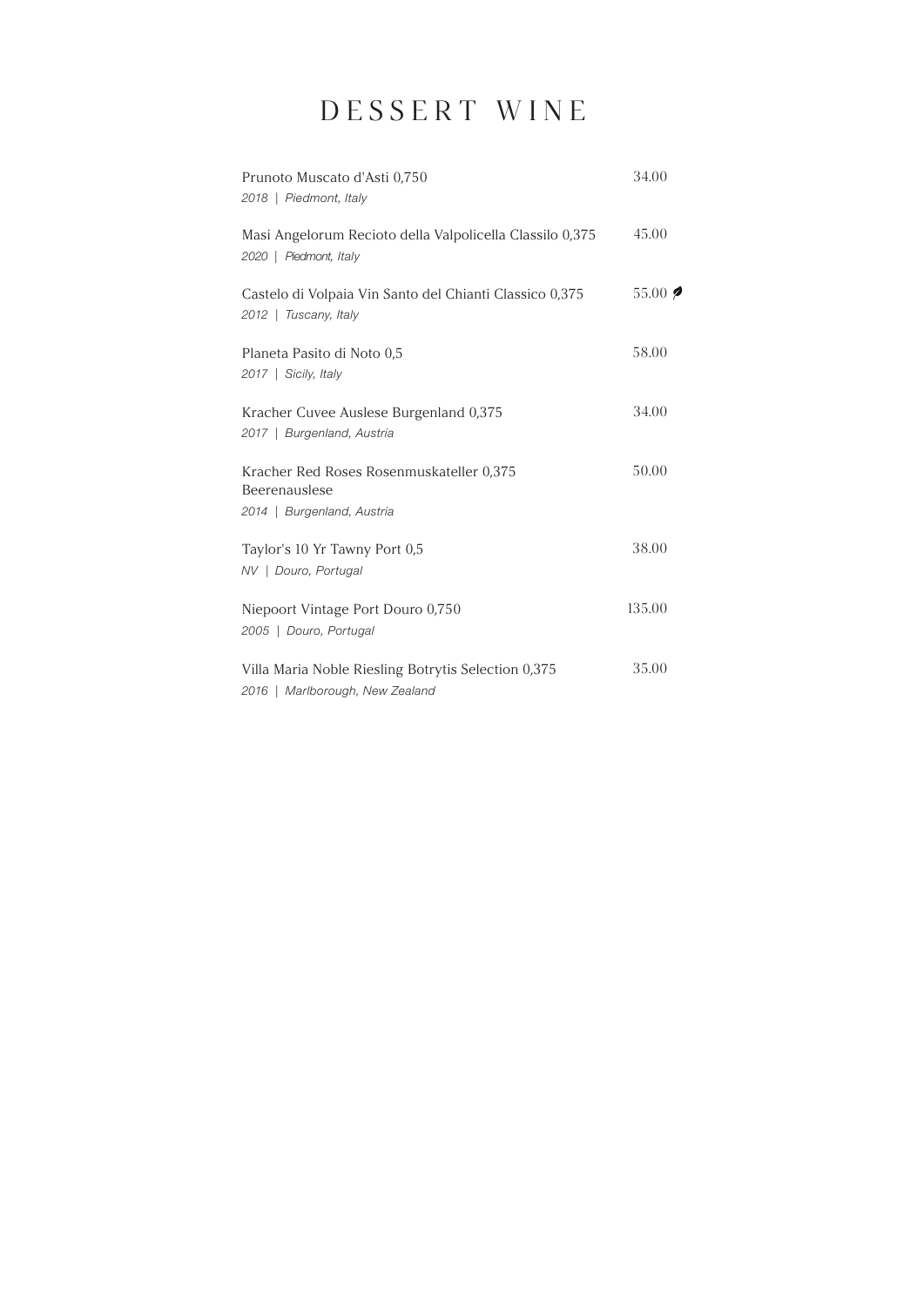# DESSERT WINE

Prunoto Muscato d'Asti 0,750 — 34.00
*2018 | Piedmont, Italy*

Masi Angelorum Recioto della Valpolicella Classilo 0,375 — 45.00
*2020 | Piedmont, Italy*

Castelo di Volpaia Vin Santo del Chianti Classico 0,375 — 55.00 🍃
*2012 | Tuscany, Italy*

Planeta Pasito di Noto 0,5 — 58.00
*2017 | Sicily, Italy*

Kracher Cuvee Auslese Burgenland 0,375 — 34.00
*2017 | Burgenland, Austria*

Kracher Red Roses Rosenmuskateller 0,375 Beerenauslese — 50.00
*2014 | Burgenland, Austria*

Taylor's 10 Yr Tawny Port 0,5 — 38.00
*NV | Douro, Portugal*

Niepoort Vintage Port Douro 0,750 — 135.00
*2005 | Douro, Portugal*

Villa Maria Noble Riesling Botrytis Selection 0,375 — 35.00
*2016 | Marlborough, New Zealand*